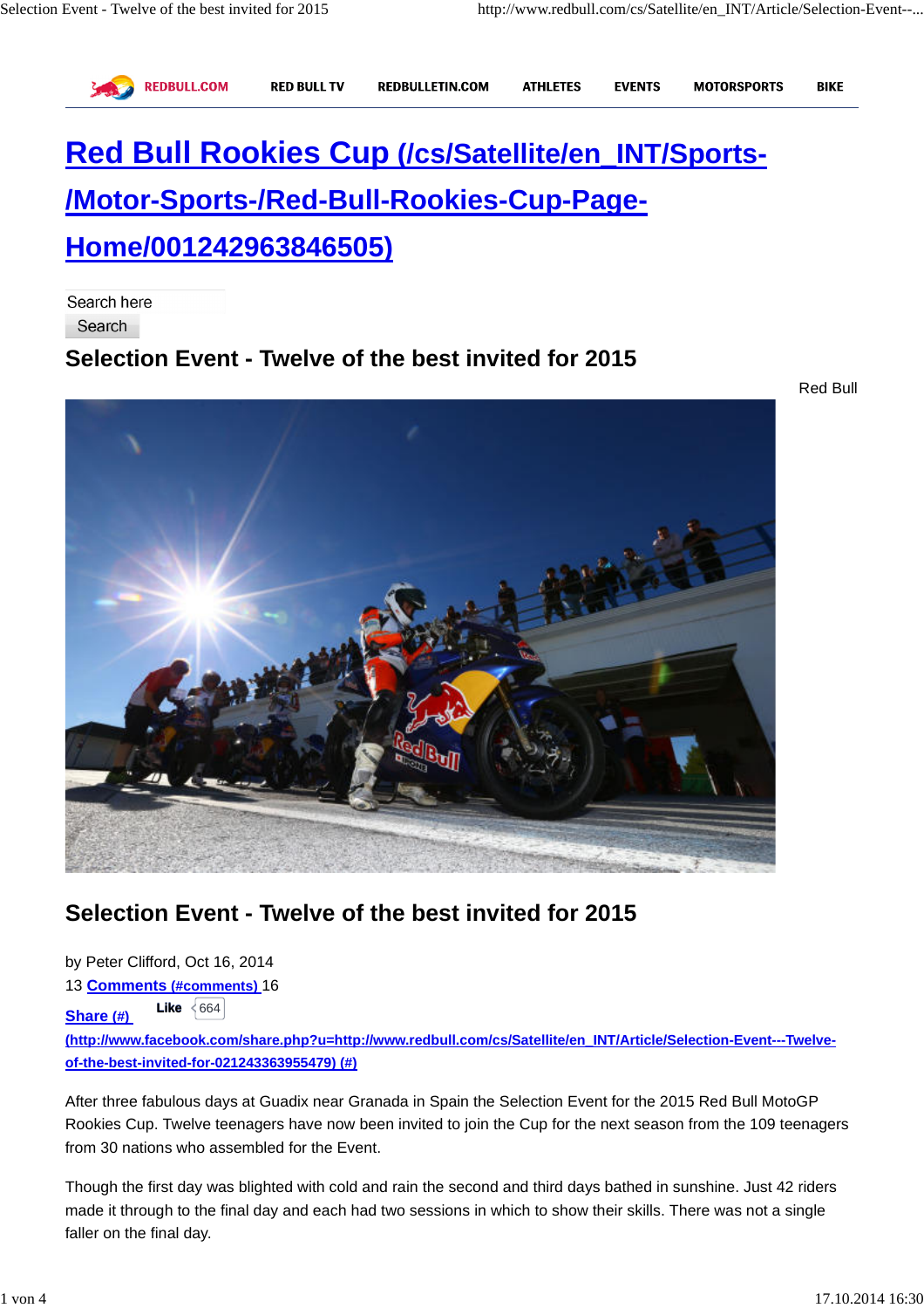REDBULL.COM RED BULL TV REDBULLETIN.COM ATHLETES EVENTS MOTORSPORTS BIKE

# Red Bull Rookies Cup (/cs/Satellite/en_INT/Sports-/Motor-Sports-/Red-Bull-Rookies-Cup-Page-Home/001242963846505)

Search here
Search

## Selection Event - Twelve of the best invited for 2015

Red Bull

## Selection Event - Twelve of the best invited for 2015

by Peter Clifford, Oct 16, 2014
13 **Comments (#comments)** 16
**Share (#)** Like 664
**(http://www.facebook.com/share.php?u=http://www.redbull.com/cs/Satellite/en_INT/Article/Selection-Event---Twelve-of-the-best-invited-for-021243363955479) (#)**

After three fabulous days at Guadix near Granada in Spain the Selection Event for the 2015 Red Bull MotoGP Rookies Cup. Twelve teenagers have now been invited to join the Cup for the next season from the 109 teenagers from 30 nations who assembled for the Event.

Though the first day was blighted with cold and rain the second and third days bathed in sunshine. Just 42 riders made it through to the final day and each had two sessions in which to show their skills. There was not a single faller on the final day.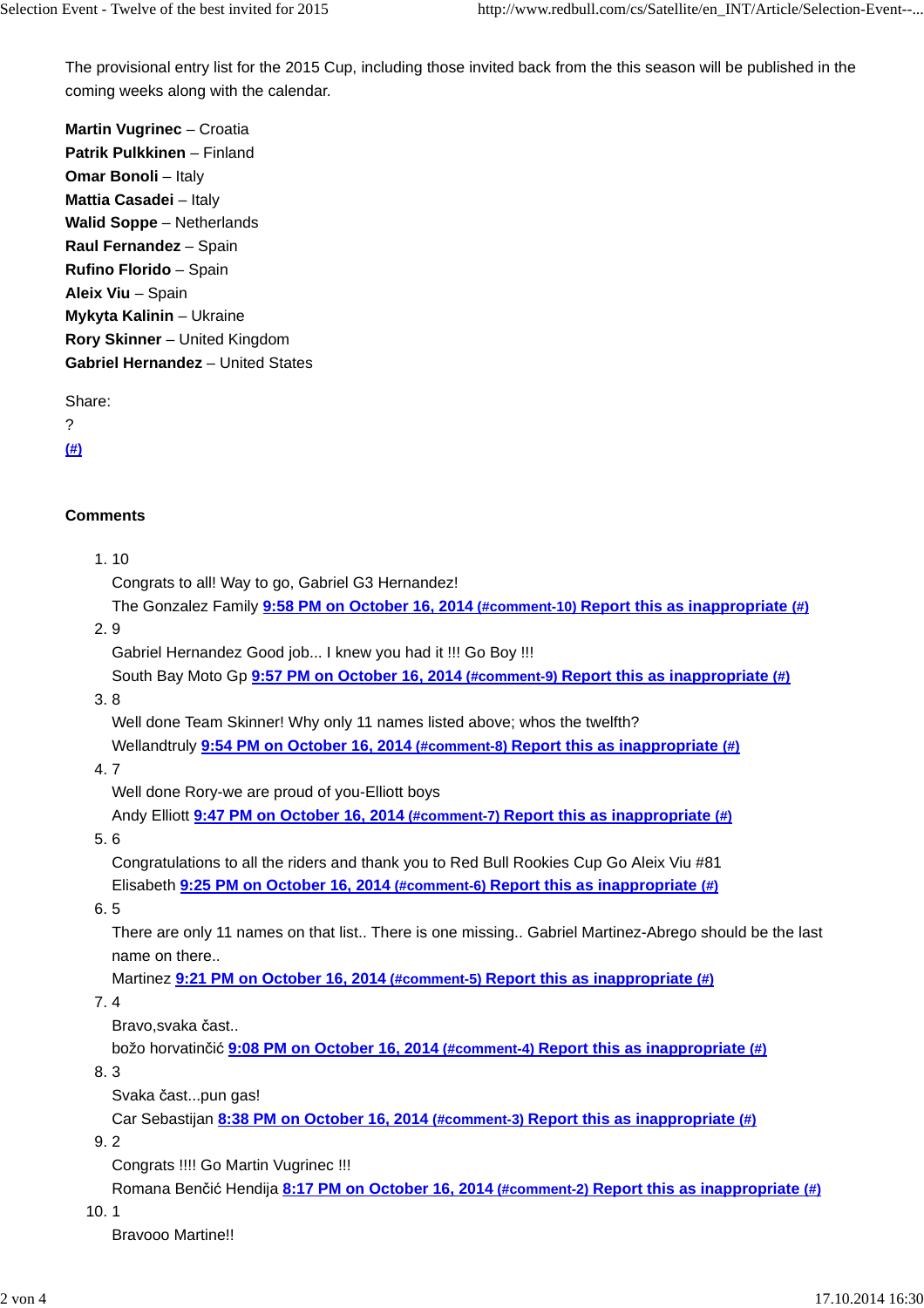The provisional entry list for the 2015 Cup, including those invited back from the this season will be published in the coming weeks along with the calendar.

**Martin Vugrinec** – Croatia
**Patrik Pulkkinen** – Finland
**Omar Bonoli** – Italy
**Mattia Casadei** – Italy
**Walid Soppe** – Netherlands
**Raul Fernandez** – Spain
**Rufino Florido** – Spain
**Aleix Viu** – Spain
**Mykyta Kalinin** – Ukraine
**Rory Skinner** – United Kingdom
**Gabriel Hernandez** – United States

Share:
?
[(#)](#)

**Comments**

1. 10
   Congrats to all! Way to go, Gabriel G3 Hernandez!
   The Gonzalez Family [9:58 PM on October 16, 2014 (#comment-10)](#comment-10) [Report this as inappropriate (#)](#)
2. 9
   Gabriel Hernandez Good job... I knew you had it !!! Go Boy !!!
   South Bay Moto Gp [9:57 PM on October 16, 2014 (#comment-9)](#comment-9) [Report this as inappropriate (#)](#)
3. 8
   Well done Team Skinner! Why only 11 names listed above; whos the twelfth?
   Wellandtruly [9:54 PM on October 16, 2014 (#comment-8)](#comment-8) [Report this as inappropriate (#)](#)
4. 7
   Well done Rory-we are proud of you-Elliott boys
   Andy Elliott [9:47 PM on October 16, 2014 (#comment-7)](#comment-7) [Report this as inappropriate (#)](#)
5. 6
   Congratulations to all the riders and thank you to Red Bull Rookies Cup Go Aleix Viu #81
   Elisabeth [9:25 PM on October 16, 2014 (#comment-6)](#comment-6) [Report this as inappropriate (#)](#)
6. 5
   There are only 11 names on that list.. There is one missing.. Gabriel Martinez-Abrego should be the last name on there..
   Martinez [9:21 PM on October 16, 2014 (#comment-5)](#comment-5) [Report this as inappropriate (#)](#)
7. 4
   Bravo,svaka čast..
   božo horvatinčić [9:08 PM on October 16, 2014 (#comment-4)](#comment-4) [Report this as inappropriate (#)](#)
8. 3
   Svaka čast...pun gas!
   Car Sebastijan [8:38 PM on October 16, 2014 (#comment-3)](#comment-3) [Report this as inappropriate (#)](#)
9. 2
   Congrats !!!! Go Martin Vugrinec !!!
   Romana Benčić Hendija [8:17 PM on October 16, 2014 (#comment-2)](#comment-2) [Report this as inappropriate (#)](#)
10. 1
    Bravooo Martine!!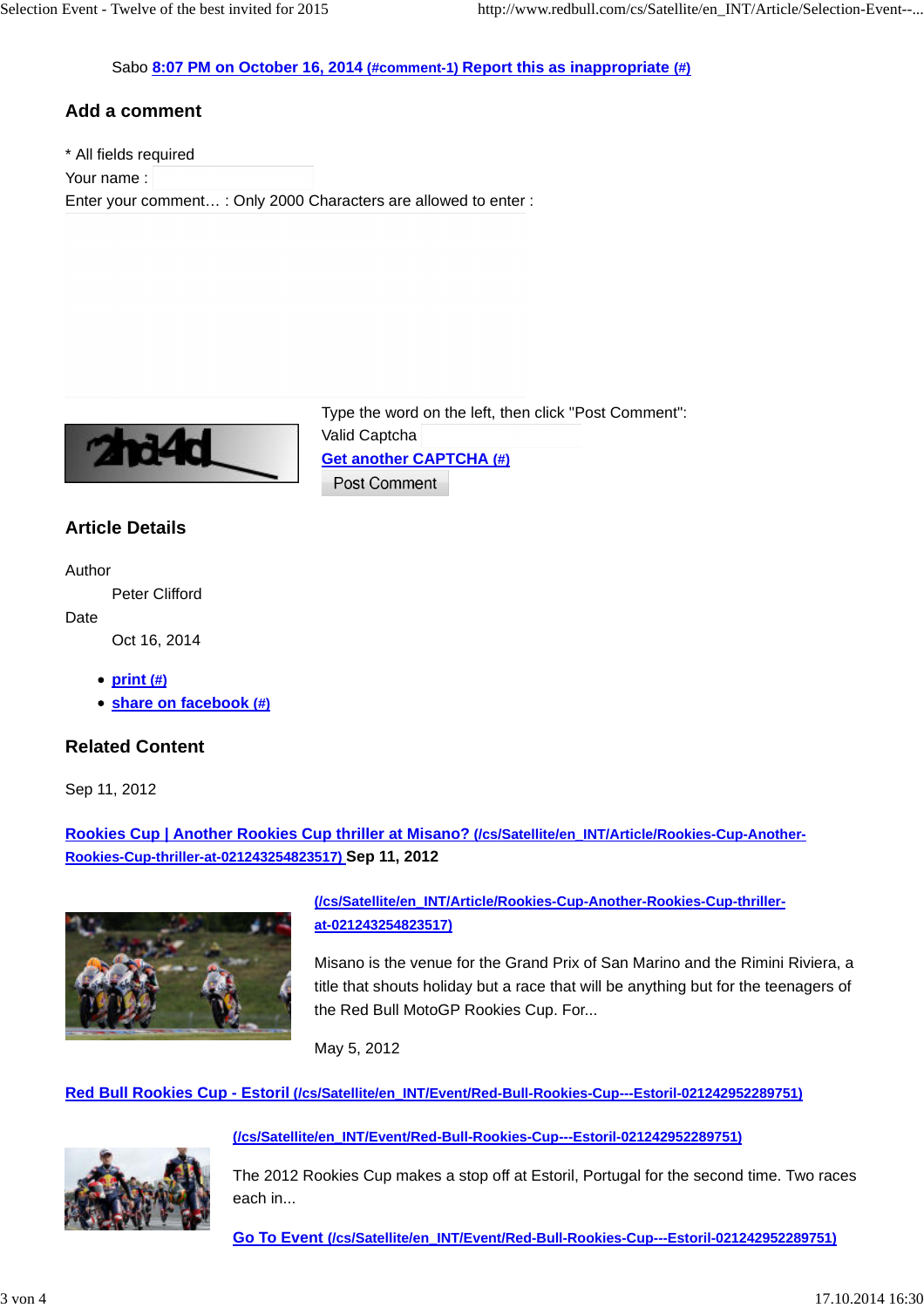Sabo **8:07 PM on October 16, 2014 (#comment-1) Report this as inappropriate (#)**

## Add a comment

* All fields required

Your name :

Enter your comment… : Only 2000 Characters are allowed to enter :

Type the word on the left, then click "Post Comment":

Valid Captcha

**Get another CAPTCHA (#)**

Post Comment

## Article Details

Author

Peter Clifford

Date

Oct 16, 2014

- **print (#)**
- **share on facebook (#)**

## Related Content

Sep 11, 2012

**Rookies Cup | Another Rookies Cup thriller at Misano? (/cs/Satellite/en_INT/Article/Rookies-Cup-Another-Rookies-Cup-thriller-at-021243254823517)** **Sep 11, 2012**

**(/cs/Satellite/en_INT/Article/Rookies-Cup-Another-Rookies-Cup-thriller-at-021243254823517)**

Misano is the venue for the Grand Prix of San Marino and the Rimini Riviera, a title that shouts holiday but a race that will be anything but for the teenagers of the Red Bull MotoGP Rookies Cup. For...

May 5, 2012

**Red Bull Rookies Cup - Estoril (/cs/Satellite/en_INT/Event/Red-Bull-Rookies-Cup---Estoril-021242952289751)**

**(/cs/Satellite/en_INT/Event/Red-Bull-Rookies-Cup---Estoril-021242952289751)**

The 2012 Rookies Cup makes a stop off at Estoril, Portugal for the second time. Two races each in...

**Go To Event (/cs/Satellite/en_INT/Event/Red-Bull-Rookies-Cup---Estoril-021242952289751)**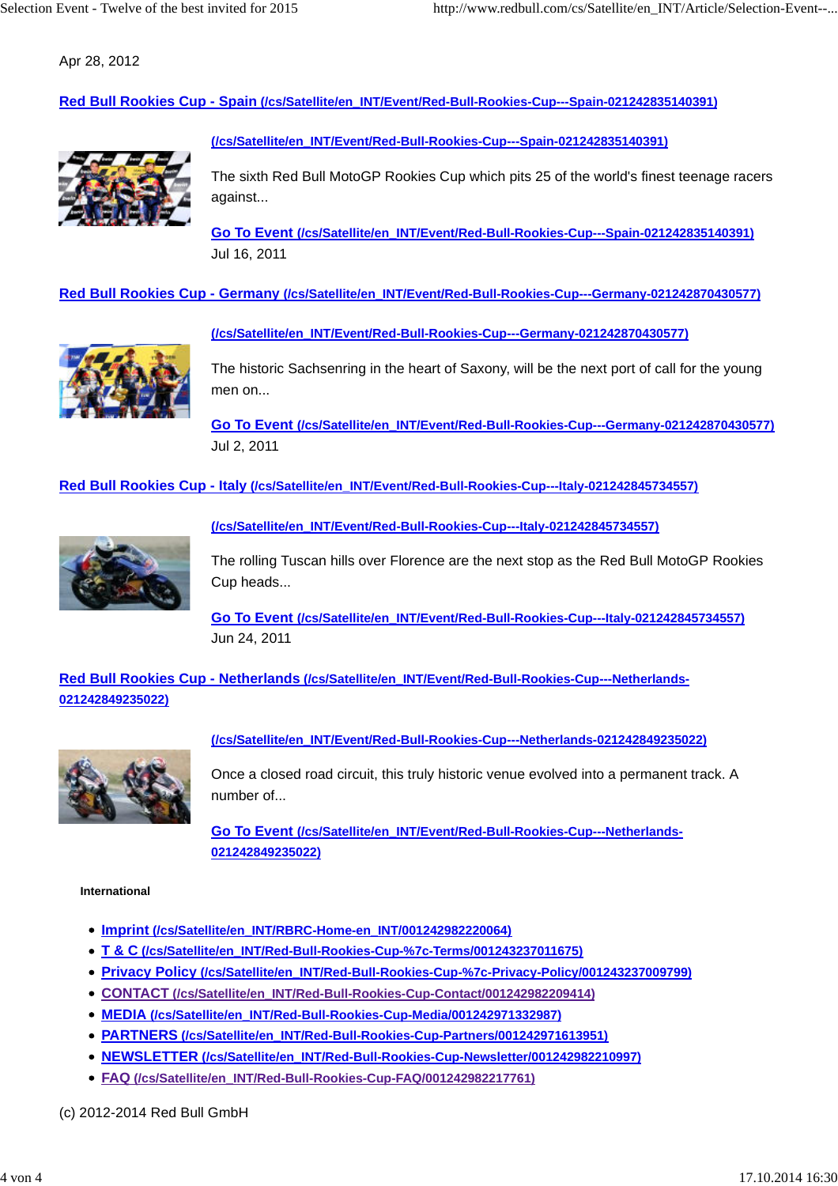Apr 28, 2012

[Red Bull Rookies Cup - Spain (/cs/Satellite/en_INT/Event/Red-Bull-Rookies-Cup---Spain-021242835140391)](/cs/Satellite/en_INT/Event/Red-Bull-Rookies-Cup---Spain-021242835140391)

(/cs/Satellite/en_INT/Event/Red-Bull-Rookies-Cup---Spain-021242835140391)

The sixth Red Bull MotoGP Rookies Cup which pits 25 of the world's finest teenage racers against...

[Go To Event (/cs/Satellite/en_INT/Event/Red-Bull-Rookies-Cup---Spain-021242835140391)](/cs/Satellite/en_INT/Event/Red-Bull-Rookies-Cup---Spain-021242835140391)

Jul 16, 2011

[Red Bull Rookies Cup - Germany (/cs/Satellite/en_INT/Event/Red-Bull-Rookies-Cup---Germany-021242870430577)](/cs/Satellite/en_INT/Event/Red-Bull-Rookies-Cup---Germany-021242870430577)

(/cs/Satellite/en_INT/Event/Red-Bull-Rookies-Cup---Germany-021242870430577)

The historic Sachsenring in the heart of Saxony, will be the next port of call for the young men on...

[Go To Event (/cs/Satellite/en_INT/Event/Red-Bull-Rookies-Cup---Germany-021242870430577)](/cs/Satellite/en_INT/Event/Red-Bull-Rookies-Cup---Germany-021242870430577)

Jul 2, 2011

[Red Bull Rookies Cup - Italy (/cs/Satellite/en_INT/Event/Red-Bull-Rookies-Cup---Italy-021242845734557)](/cs/Satellite/en_INT/Event/Red-Bull-Rookies-Cup---Italy-021242845734557)

(/cs/Satellite/en_INT/Event/Red-Bull-Rookies-Cup---Italy-021242845734557)

The rolling Tuscan hills over Florence are the next stop as the Red Bull MotoGP Rookies Cup heads...

[Go To Event (/cs/Satellite/en_INT/Event/Red-Bull-Rookies-Cup---Italy-021242845734557)](/cs/Satellite/en_INT/Event/Red-Bull-Rookies-Cup---Italy-021242845734557)

Jun 24, 2011

[Red Bull Rookies Cup - Netherlands (/cs/Satellite/en_INT/Event/Red-Bull-Rookies-Cup---Netherlands-021242849235022)](/cs/Satellite/en_INT/Event/Red-Bull-Rookies-Cup---Netherlands-021242849235022)

(/cs/Satellite/en_INT/Event/Red-Bull-Rookies-Cup---Netherlands-021242849235022)

Once a closed road circuit, this truly historic venue evolved into a permanent track. A number of...

[Go To Event (/cs/Satellite/en_INT/Event/Red-Bull-Rookies-Cup---Netherlands-021242849235022)](/cs/Satellite/en_INT/Event/Red-Bull-Rookies-Cup---Netherlands-021242849235022)

**International**

- [Imprint (/cs/Satellite/en_INT/RBRC-Home-en_INT/001242982220064)](/cs/Satellite/en_INT/RBRC-Home-en_INT/001242982220064)
- [T & C (/cs/Satellite/en_INT/Red-Bull-Rookies-Cup-%7c-Terms/001243237011675)](/cs/Satellite/en_INT/Red-Bull-Rookies-Cup-%7c-Terms/001243237011675)
- [Privacy Policy (/cs/Satellite/en_INT/Red-Bull-Rookies-Cup-%7c-Privacy-Policy/001243237009799)](/cs/Satellite/en_INT/Red-Bull-Rookies-Cup-%7c-Privacy-Policy/001243237009799)
- [CONTACT (/cs/Satellite/en_INT/Red-Bull-Rookies-Cup-Contact/001242982209414)](/cs/Satellite/en_INT/Red-Bull-Rookies-Cup-Contact/001242982209414)
- [MEDIA (/cs/Satellite/en_INT/Red-Bull-Rookies-Cup-Media/001242971332987)](/cs/Satellite/en_INT/Red-Bull-Rookies-Cup-Media/001242971332987)
- [PARTNERS (/cs/Satellite/en_INT/Red-Bull-Rookies-Cup-Partners/001242971613951)](/cs/Satellite/en_INT/Red-Bull-Rookies-Cup-Partners/001242971613951)
- [NEWSLETTER (/cs/Satellite/en_INT/Red-Bull-Rookies-Cup-Newsletter/001242982210997)](/cs/Satellite/en_INT/Red-Bull-Rookies-Cup-Newsletter/001242982210997)
- [FAQ (/cs/Satellite/en_INT/Red-Bull-Rookies-Cup-FAQ/001242982217761)](/cs/Satellite/en_INT/Red-Bull-Rookies-Cup-FAQ/001242982217761)

(c) 2012-2014 Red Bull GmbH